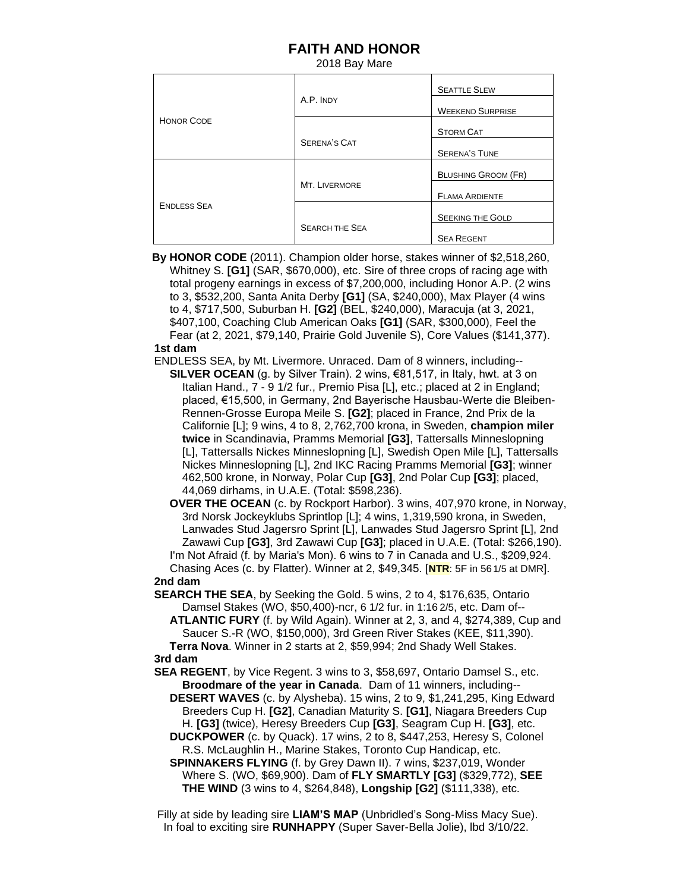# FAITH AND HONOR

2018 Bay Mare

| | | |
|---|---|---|
| HONOR CODE | A.P. INDY | SEATTLE SLEW |
| | | WEEKEND SURPRISE |
| | SERENA'S CAT | STORM CAT |
| | | SERENA'S TUNE |
| ENDLESS SEA | MT. LIVERMORE | BLUSHING GROOM (FR) |
| | | FLAMA ARDIENTE |
| | SEARCH THE SEA | SEEKING THE GOLD |
| | | SEA REGENT |

**By HONOR CODE** (2011). Champion older horse, stakes winner of $2,518,260, Whitney S. **[G1]** (SAR, $670,000), etc. Sire of three crops of racing age with total progeny earnings in excess of $7,200,000, including Honor A.P. (2 wins to 3, $532,200, Santa Anita Derby **[G1]** (SA, $240,000), Max Player (4 wins to 4, $717,500, Suburban H. **[G2]** (BEL, $240,000), Maracuja (at 3, 2021, $407,100, Coaching Club American Oaks **[G1]** (SAR, $300,000), Feel the Fear (at 2, 2021, $79,140, Prairie Gold Juvenile S), Core Values ($141,377).

**1st dam**

ENDLESS SEA, by Mt. Livermore. Unraced. Dam of 8 winners, including--

**SILVER OCEAN** (g. by Silver Train). 2 wins, €81,517, in Italy, hwt. at 3 on Italian Hand., 7 - 9 1/2 fur., Premio Pisa [L], etc.; placed at 2 in England; placed, €15,500, in Germany, 2nd Bayerische Hausbau-Werte die Bleiben-Rennen-Grosse Europa Meile S. **[G2]**; placed in France, 2nd Prix de la Californie [L]; 9 wins, 4 to 8, 2,762,700 krona, in Sweden, **champion miler twice** in Scandinavia, Pramms Memorial **[G3]**, Tattersalls Minneslopning [L], Tattersalls Nickes Minneslopning [L], Swedish Open Mile [L], Tattersalls Nickes Minneslopning [L], 2nd IKC Racing Pramms Memorial **[G3]**; winner 462,500 krone, in Norway, Polar Cup **[G3]**, 2nd Polar Cup **[G3]**; placed, 44,069 dirhams, in U.A.E. (Total: $598,236).

**OVER THE OCEAN** (c. by Rockport Harbor). 3 wins, 407,970 krone, in Norway, 3rd Norsk Jockeyklubs Sprintlop [L]; 4 wins, 1,319,590 krona, in Sweden, Lanwades Stud Jagersro Sprint [L], Lanwades Stud Jagersro Sprint [L], 2nd Zawawi Cup **[G3]**, 3rd Zawawi Cup **[G3]**; placed in U.A.E. (Total: $266,190).

I'm Not Afraid (f. by Maria's Mon). 6 wins to 7 in Canada and U.S., $209,924.

Chasing Aces (c. by Flatter). Winner at 2, $49,345. [**NTR**: 5F in 56 1/5 at DMR].

**2nd dam**

**SEARCH THE SEA**, by Seeking the Gold. 5 wins, 2 to 4, $176,635, Ontario Damsel Stakes (WO, $50,400)-ncr, 6 1/2 fur. in 1:16 2/5, etc. Dam of--

**ATLANTIC FURY** (f. by Wild Again). Winner at 2, 3, and 4, $274,389, Cup and Saucer S.-R (WO, $150,000), 3rd Green River Stakes (KEE, $11,390).

**Terra Nova**. Winner in 2 starts at 2, $59,994; 2nd Shady Well Stakes.

**3rd dam**

**SEA REGENT**, by Vice Regent. 3 wins to 3, $58,697, Ontario Damsel S., etc. **Broodmare of the year in Canada**. Dam of 11 winners, including--

**DESERT WAVES** (c. by Alysheba). 15 wins, 2 to 9, $1,241,295, King Edward Breeders Cup H. **[G2]**, Canadian Maturity S. **[G1]**, Niagara Breeders Cup H. **[G3]** (twice), Heresy Breeders Cup **[G3]**, Seagram Cup H. **[G3]**, etc.

**DUCKPOWER** (c. by Quack). 17 wins, 2 to 8, $447,253, Heresy S, Colonel R.S. McLaughlin H., Marine Stakes, Toronto Cup Handicap, etc.

**SPINNAKERS FLYING** (f. by Grey Dawn II). 7 wins, $237,019, Wonder Where S. (WO, $69,900). Dam of **FLY SMARTLY [G3]** ($329,772), **SEE THE WIND** (3 wins to 4, $264,848), **Longship [G2]** ($111,338), etc.

Filly at side by leading sire **LIAM'S MAP** (Unbridled's Song-Miss Macy Sue).
In foal to exciting sire **RUNHAPPY** (Super Saver-Bella Jolie), lbd 3/10/22.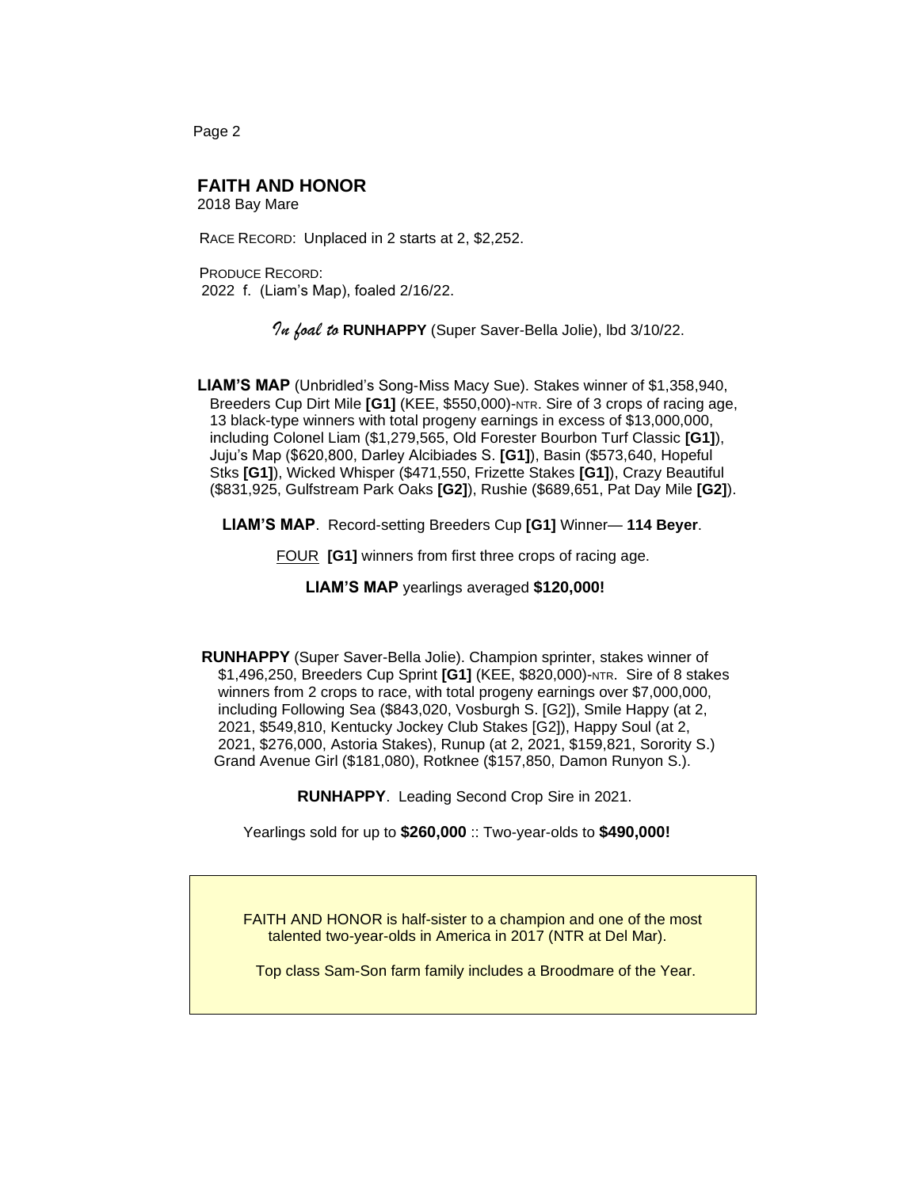## FAITH AND HONOR

2018 Bay Mare

RACE RECORD: Unplaced in 2 starts at 2, $2,252.

PRODUCE RECORD:
2022 f. (Liam's Map), foaled 2/16/22.

*In foal to* **RUNHAPPY** (Super Saver-Bella Jolie), lbd 3/10/22.

**LIAM'S MAP** (Unbridled's Song-Miss Macy Sue). Stakes winner of $1,358,940, Breeders Cup Dirt Mile **[G1]** (KEE, $550,000)-NTR. Sire of 3 crops of racing age, 13 black-type winners with total progeny earnings in excess of $13,000,000, including Colonel Liam ($1,279,565, Old Forester Bourbon Turf Classic **[G1]**), Juju's Map ($620,800, Darley Alcibiades S. **[G1]**), Basin ($573,640, Hopeful Stks **[G1]**), Wicked Whisper ($471,550, Frizette Stakes **[G1]**), Crazy Beautiful ($831,925, Gulfstream Park Oaks **[G2]**), Rushie ($689,651, Pat Day Mile **[G2]**).

**LIAM'S MAP**. Record-setting Breeders Cup **[G1]** Winner— **114 Beyer**.

FOUR **[G1]** winners from first three crops of racing age.

**LIAM'S MAP** yearlings averaged **$120,000!**

**RUNHAPPY** (Super Saver-Bella Jolie). Champion sprinter, stakes winner of $1,496,250, Breeders Cup Sprint **[G1]** (KEE, $820,000)-NTR. Sire of 8 stakes winners from 2 crops to race, with total progeny earnings over $7,000,000, including Following Sea ($843,020, Vosburgh S. [G2]), Smile Happy (at 2, 2021, $549,810, Kentucky Jockey Club Stakes [G2]), Happy Soul (at 2, 2021, $276,000, Astoria Stakes), Runup (at 2, 2021, $159,821, Sorority S.) Grand Avenue Girl ($181,080), Rotknee ($157,850, Damon Runyon S.).

**RUNHAPPY**. Leading Second Crop Sire in 2021.

Yearlings sold for up to **$260,000** :: Two-year-olds to **$490,000!**

FAITH AND HONOR is half-sister to a champion and one of the most talented two-year-olds in America in 2017 (NTR at Del Mar).

Top class Sam-Son farm family includes a Broodmare of the Year.